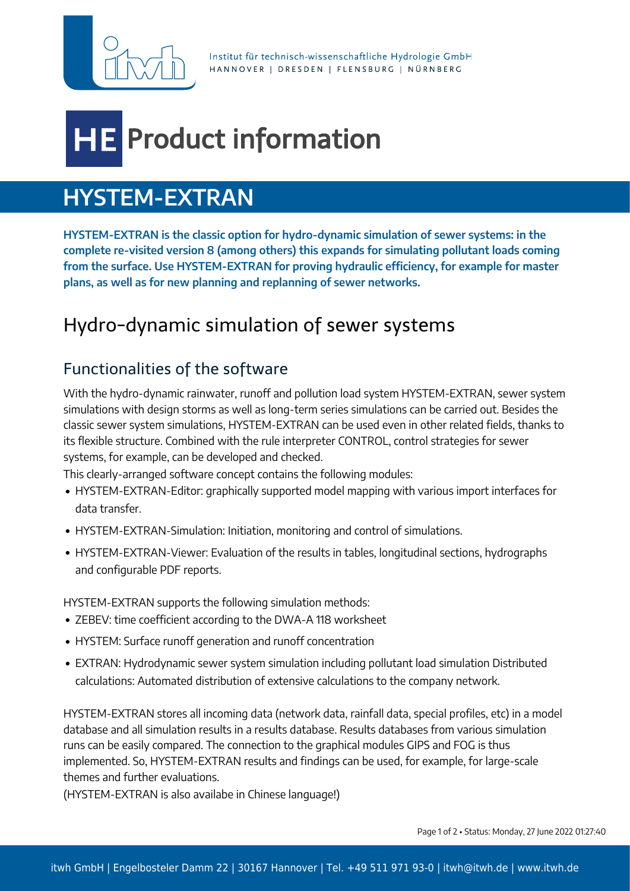Institut für technisch-wissenschaftliche Hydrologie GmbH
HANNOVER | DRESDEN | FLENSBURG | NÜRNBERG

# HE Product information

# HYSTEM-EXTRAN

**HYSTEM-EXTRAN is the classic option for hydro-dynamic simulation of sewer systems: in the complete re-visited version 8 (among others) this expands for simulating pollutant loads coming from the surface. Use HYSTEM-EXTRAN for proving hydraulic efficiency, for example for master plans, as well as for new planning and replanning of sewer networks.**

## Hydro-dynamic simulation of sewer systems

### Functionalities of the software

With the hydro-dynamic rainwater, runoff and pollution load system HYSTEM-EXTRAN, sewer system simulations with design storms as well as long-term series simulations can be carried out. Besides the classic sewer system simulations, HYSTEM-EXTRAN can be used even in other related fields, thanks to its flexible structure. Combined with the rule interpreter CONTROL, control strategies for sewer systems, for example, can be developed and checked.

This clearly-arranged software concept contains the following modules:

- HYSTEM-EXTRAN-Editor: graphically supported model mapping with various import interfaces for data transfer.
- HYSTEM-EXTRAN-Simulation: Initiation, monitoring and control of simulations.
- HYSTEM-EXTRAN-Viewer: Evaluation of the results in tables, longitudinal sections, hydrographs and configurable PDF reports.

HYSTEM-EXTRAN supports the following simulation methods:

- ZEBEV: time coefficient according to the DWA-A 118 worksheet
- HYSTEM: Surface runoff generation and runoff concentration
- EXTRAN: Hydrodynamic sewer system simulation including pollutant load simulation Distributed calculations: Automated distribution of extensive calculations to the company network.

HYSTEM-EXTRAN stores all incoming data (network data, rainfall data, special profiles, etc) in a model database and all simulation results in a results database. Results databases from various simulation runs can be easily compared. The connection to the graphical modules GIPS and FOG is thus implemented. So, HYSTEM-EXTRAN results and findings can be used, for example, for large-scale themes and further evaluations.

(HYSTEM-EXTRAN is also availabe in Chinese language!)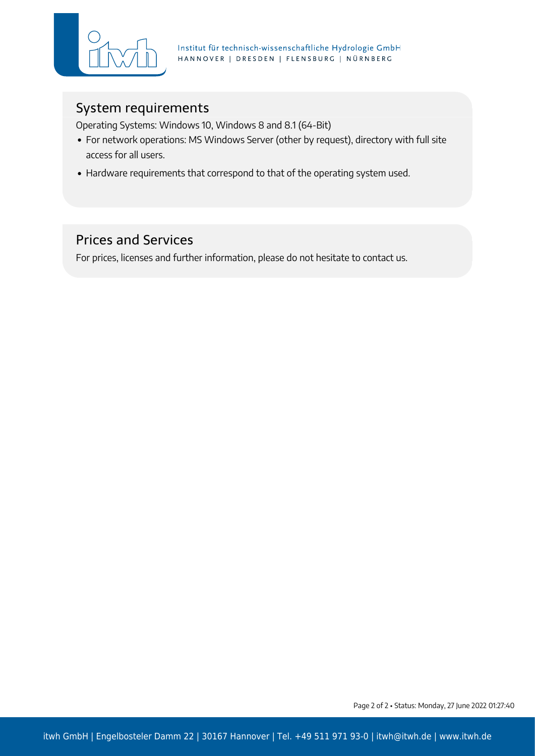## System requirements

Operating Systems: Windows 10, Windows 8 and 8.1 (64-Bit)

- For network operations: MS Windows Server (other by request), directory with full site access for all users.
- Hardware requirements that correspond to that of the operating system used.

## Prices and Services

For prices, licenses and further information, please do not hesitate to contact us.